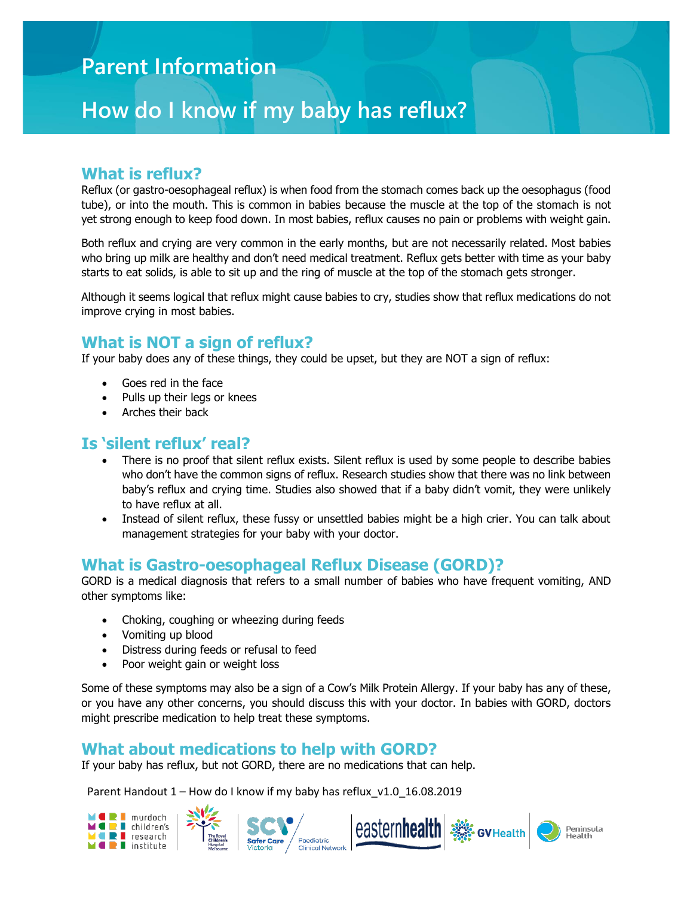# Parent Information

# How do I know if my baby has reflux?

## What is reflux?

Reflux (or gastro-oesophageal reflux) is when food from the stomach comes back up the oesophagus (food tube), or into the mouth. This is common in babies because the muscle at the top of the stomach is not yet strong enough to keep food down. In most babies, reflux causes no pain or problems with weight gain.

Both reflux and crying are very common in the early months, but are not necessarily related. Most babies who bring up milk are healthy and don't need medical treatment. Reflux gets better with time as your baby starts to eat solids, is able to sit up and the ring of muscle at the top of the stomach gets stronger.

Although it seems logical that reflux might cause babies to cry, studies show that reflux medications do not improve crying in most babies.

## What is NOT a sign of reflux?

If your baby does any of these things, they could be upset, but they are NOT a sign of reflux:

- Goes red in the face
- Pulls up their legs or knees
- Arches their back

## Is 'silent reflux' real?

- There is no proof that silent reflux exists. Silent reflux is used by some people to describe babies who don't have the common signs of reflux. Research studies show that there was no link between baby's reflux and crying time. Studies also showed that if a baby didn't vomit, they were unlikely to have reflux at all.
- Instead of silent reflux, these fussy or unsettled babies might be a high crier. You can talk about management strategies for your baby with your doctor.

## What is Gastro-oesophageal Reflux Disease (GORD)?

GORD is a medical diagnosis that refers to a small number of babies who have frequent vomiting, AND other symptoms like:

- Choking, coughing or wheezing during feeds
- Vomiting up blood
- Distress during feeds or refusal to feed
- Poor weight gain or weight loss

Some of these symptoms may also be a sign of a Cow's Milk Protein Allergy. If your baby has any of these, or you have any other concerns, you should discuss this with your doctor. In babies with GORD, doctors might prescribe medication to help treat these symptoms.

## What about medications to help with GORD?

If your baby has reflux, but not GORD, there are no medications that can help.

Parent Handout 1 – How do I know if my baby has reflux_v1.0_16.08.2019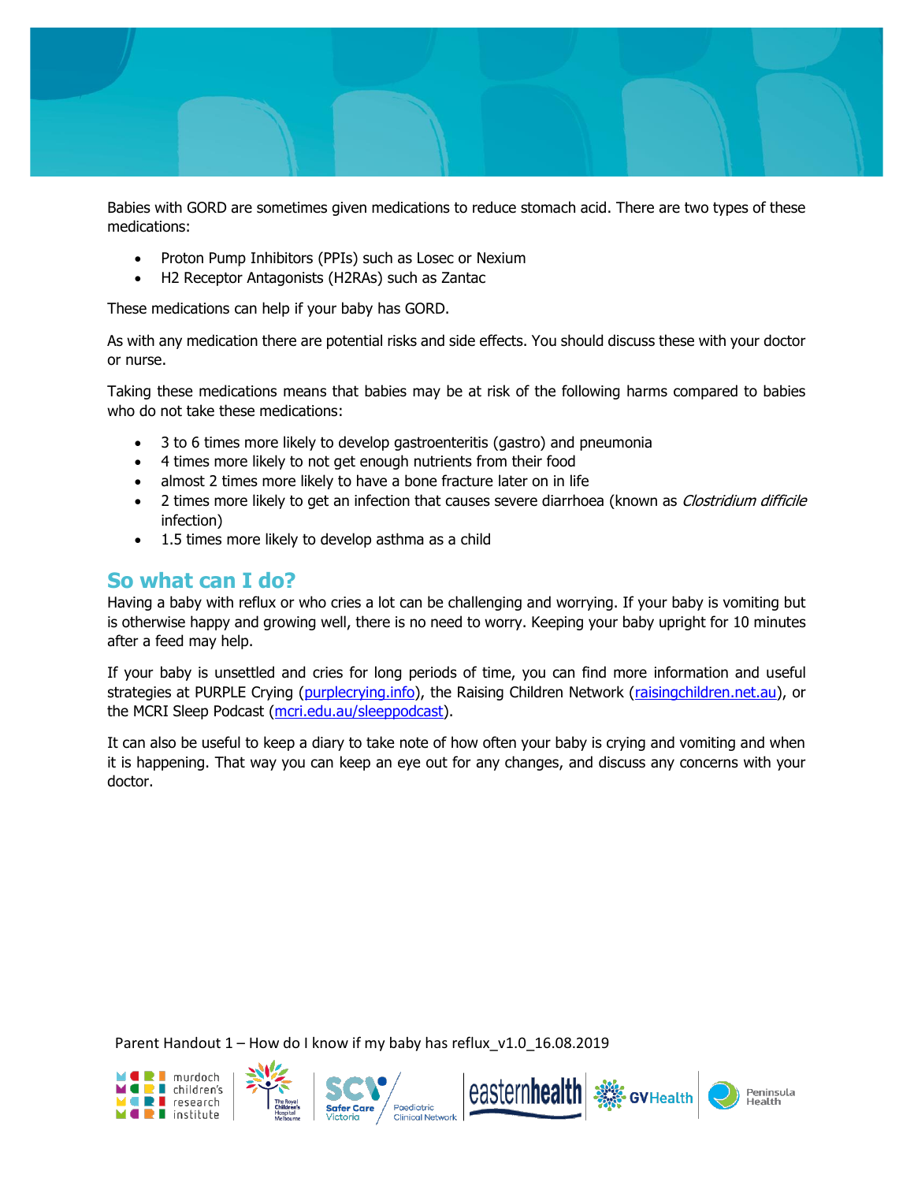Babies with GORD are sometimes given medications to reduce stomach acid. There are two types of these medications:

- Proton Pump Inhibitors (PPIs) such as Losec or Nexium
- H2 Receptor Antagonists (H2RAs) such as Zantac

These medications can help if your baby has GORD.

As with any medication there are potential risks and side effects. You should discuss these with your doctor or nurse.

Taking these medications means that babies may be at risk of the following harms compared to babies who do not take these medications:

- 3 to 6 times more likely to develop gastroenteritis (gastro) and pneumonia
- 4 times more likely to not get enough nutrients from their food
- almost 2 times more likely to have a bone fracture later on in life
- 2 times more likely to get an infection that causes severe diarrhoea (known as *Clostridium difficile* infection)
- 1.5 times more likely to develop asthma as a child

## So what can I do?

Having a baby with reflux or who cries a lot can be challenging and worrying. If your baby is vomiting but is otherwise happy and growing well, there is no need to worry. Keeping your baby upright for 10 minutes after a feed may help.

If your baby is unsettled and cries for long periods of time, you can find more information and useful strategies at PURPLE Crying (purplecrying.info), the Raising Children Network (raisingchildren.net.au), or the MCRI Sleep Podcast (mcri.edu.au/sleeppodcast).

It can also be useful to keep a diary to take note of how often your baby is crying and vomiting and when it is happening. That way you can keep an eye out for any changes, and discuss any concerns with your doctor.